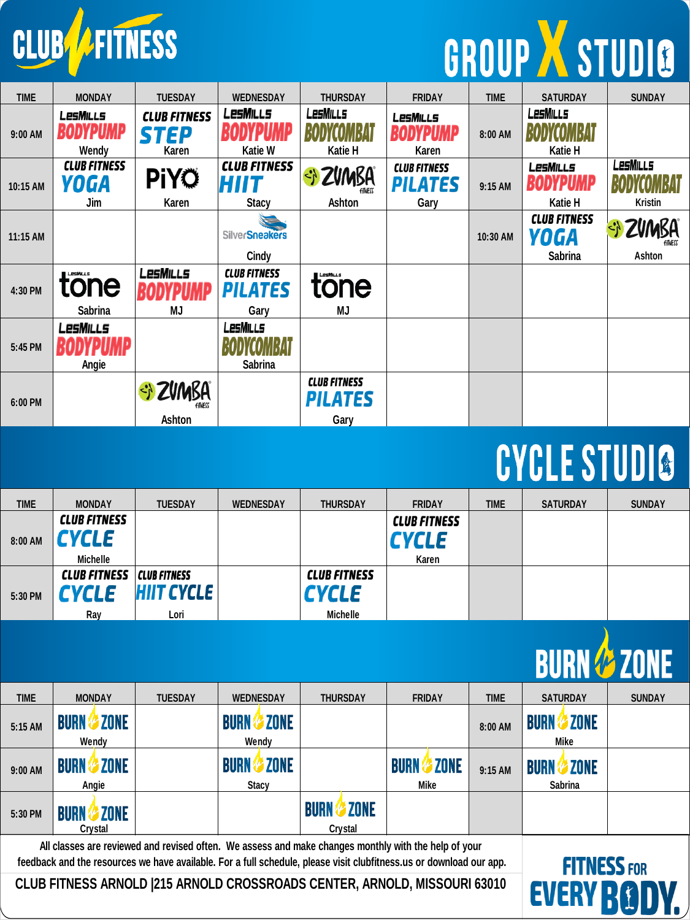# CLUB FITNESS

## GROUP X STUDIO

| TIME | MONDAY | TUESDAY | WEDNESDAY | THURSDAY | FRIDAY | TIME | SATURDAY | SUNDAY |
|---|---|---|---|---|---|---|---|---|
| 9:00 AM | LesMills BODYPUMP Wendy | CLUB FITNESS STEP Karen | LesMills BODYPUMP Katie W | LesMills BODYCOMBAT Katie H | LesMills BODYPUMP Karen | 8:00 AM | LesMills BODYCOMBAT Katie H | |
| 10:15 AM | CLUB FITNESS YOGA Jim | PiYO Karen | CLUB FITNESS HIIT Stacy | ZUMBA FITNESS Ashton | CLUB FITNESS PILATES Gary | 9:15 AM | LesMills BODYPUMP Katie H | LesMills BODYCOMBAT Kristin |
| 11:15 AM | | | SilverSneakers Cindy | | | 10:30 AM | CLUB FITNESS YOGA Sabrina | ZUMBA FITNESS Ashton |
| 4:30 PM | LesMills tone Sabrina | LesMills BODYPUMP MJ | CLUB FITNESS PILATES Gary | LesMills tone MJ | | | | |
| 5:45 PM | LesMills BODYPUMP Angie | | LesMills BODYCOMBAT Sabrina | | | | | |
| 6:00 PM | | ZUMBA FITNESS Ashton | | CLUB FITNESS PILATES Gary | | | | |

## CYCLE STUDIO

| TIME | MONDAY | TUESDAY | WEDNESDAY | THURSDAY | FRIDAY | TIME | SATURDAY | SUNDAY |
|---|---|---|---|---|---|---|---|---|
| 8:00 AM | CLUB FITNESS CYCLE Michelle | | | | CLUB FITNESS CYCLE Karen | | | |
| 5:30 PM | CLUB FITNESS CYCLE Ray | CLUB FITNESS HIIT CYCLE Lori | | CLUB FITNESS CYCLE Michelle | | | | |

## BURN ZONE

| TIME | MONDAY | TUESDAY | WEDNESDAY | THURSDAY | FRIDAY | TIME | SATURDAY | SUNDAY |
|---|---|---|---|---|---|---|---|---|
| 5:15 AM | BURN ZONE Wendy | | BURN ZONE Wendy | | | 8:00 AM | BURN ZONE Mike | |
| 9:00 AM | BURN ZONE Angie | | BURN ZONE Stacy | | BURN ZONE Mike | 9:15 AM | BURN ZONE Sabrina | |
| 5:30 PM | BURN ZONE Crystal | | | BURN ZONE Crystal | | | | |

All classes are reviewed and revised often. We assess and make changes monthly with the help of your feedback and the resources we have available. For a full schedule, please visit clubfitness.us or download our app.

CLUB FITNESS ARNOLD |215 ARNOLD CROSSROADS CENTER, ARNOLD, MISSOURI 63010

FITNESS FOR EVERY BODY.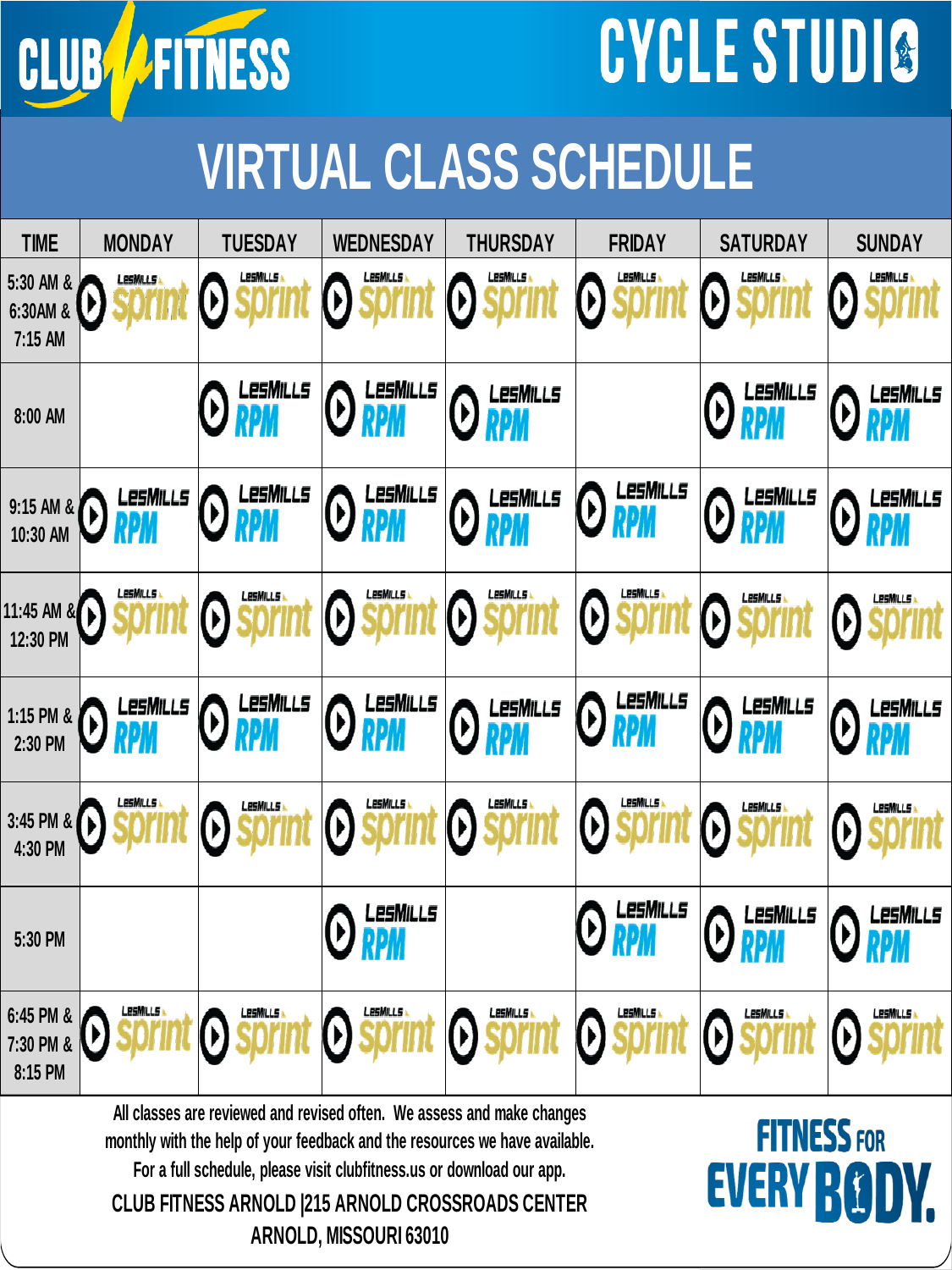# CLUB FITNESS

# CYCLE STUDIO

## VIRTUAL CLASS SCHEDULE

| TIME | MONDAY | TUESDAY | WEDNESDAY | THURSDAY | FRIDAY | SATURDAY | SUNDAY |
|---|---|---|---|---|---|---|---|
| 5:30 AM & 6:30AM & 7:15 AM | LesMills sprint | LesMills sprint | LesMills sprint | LesMills sprint | LesMills sprint | LesMills sprint | LesMills sprint |
| 8:00 AM | | LesMills RPM | LesMills RPM | LesMills RPM | | LesMills RPM | LesMills RPM |
| 9:15 AM & 10:30 AM | LesMills RPM | LesMills RPM | LesMills RPM | LesMills RPM | LesMills RPM | LesMills RPM | LesMills RPM |
| 11:45 AM & 12:30 PM | LesMills sprint | LesMills sprint | LesMills sprint | LesMills sprint | LesMills sprint | LesMills sprint | LesMills sprint |
| 1:15 PM & 2:30 PM | LesMills RPM | LesMills RPM | LesMills RPM | LesMills RPM | LesMills RPM | LesMills RPM | LesMills RPM |
| 3:45 PM & 4:30 PM | LesMills sprint | LesMills sprint | LesMills sprint | LesMills sprint | LesMills sprint | LesMills sprint | LesMills sprint |
| 5:30 PM | | | LesMills RPM | | LesMills RPM | LesMills RPM | LesMills RPM |
| 6:45 PM & 7:30 PM & 8:15 PM | LesMills sprint | LesMills sprint | LesMills sprint | LesMills sprint | LesMills sprint | LesMills sprint | LesMills sprint |

All classes are reviewed and revised often. We assess and make changes monthly with the help of your feedback and the resources we have available. For a full schedule, please visit clubfitness.us or download our app.

CLUB FITNESS ARNOLD |215 ARNOLD CROSSROADS CENTER
ARNOLD, MISSOURI 63010

FITNESS FOR EVERY BODY.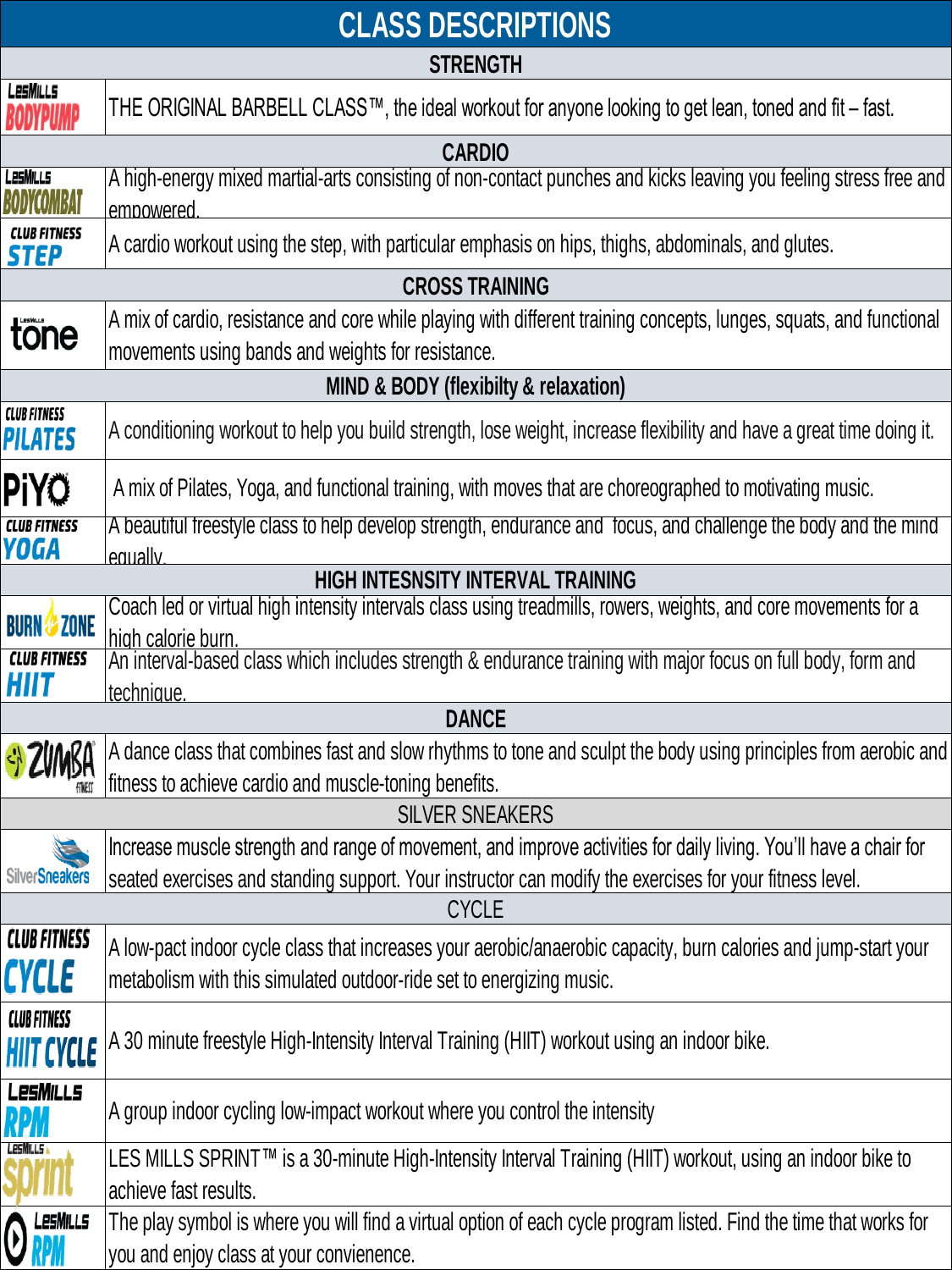# CLASS DESCRIPTIONS

| | |
|---|---|
| **STRENGTH** | |
| LesMills BODYPUMP | THE ORIGINAL BARBELL CLASS™, the ideal workout for anyone looking to get lean, toned and fit – fast. |
| **CARDIO** | |
| LesMills BODYCOMBAT | A high-energy mixed martial-arts consisting of non-contact punches and kicks leaving you feeling stress free and empowered. |
| CLUB FITNESS STEP | A cardio workout using the step, with particular emphasis on hips, thighs, abdominals, and glutes. |
| **CROSS TRAINING** | |
| LesMills tone | A mix of cardio, resistance and core while playing with different training concepts, lunges, squats, and functional movements using bands and weights for resistance. |
| **MIND & BODY (flexibilty & relaxation)** | |
| CLUB FITNESS PILATES | A conditioning workout to help you build strength, lose weight, increase flexibility and have a great time doing it. |
| PiYO | A mix of Pilates, Yoga, and functional training, with moves that are choreographed to motivating music. |
| CLUB FITNESS YOGA | A beautiful freestyle class to help develop strength, endurance and focus, and challenge the body and the mind equally. |
| **HIGH INTESNSITY INTERVAL TRAINING** | |
| BURN ZONE | Coach led or virtual high intensity intervals class using treadmills, rowers, weights, and core movements for a high calorie burn. |
| CLUB FITNESS HIIT | An interval-based class which includes strength & endurance training with major focus on full body, form and technique. |
| **DANCE** | |
| ZUMBA FITNESS | A dance class that combines fast and slow rhythms to tone and sculpt the body using principles from aerobic and fitness to achieve cardio and muscle-toning benefits. |
| SILVER SNEAKERS | |
| SilverSneakers | Increase muscle strength and range of movement, and improve activities for daily living. You'll have a chair for seated exercises and standing support. Your instructor can modify the exercises for your fitness level. |
| CYCLE | |
| CLUB FITNESS CYCLE | A low-pact indoor cycle class that increases your aerobic/anaerobic capacity, burn calories and jump-start your metabolism with this simulated outdoor-ride set to energizing music. |
| CLUB FITNESS HIIT CYCLE | A 30 minute freestyle High-Intensity Interval Training (HIIT) workout using an indoor bike. |
| LesMills RPM | A group indoor cycling low-impact workout where you control the intensity |
| LesMills sprint | LES MILLS SPRINT™ is a 30-minute High-Intensity Interval Training (HIIT) workout, using an indoor bike to achieve fast results. |
| LesMills RPM (virtual) | The play symbol is where you will find a virtual option of each cycle program listed. Find the time that works for you and enjoy class at your convienence. |